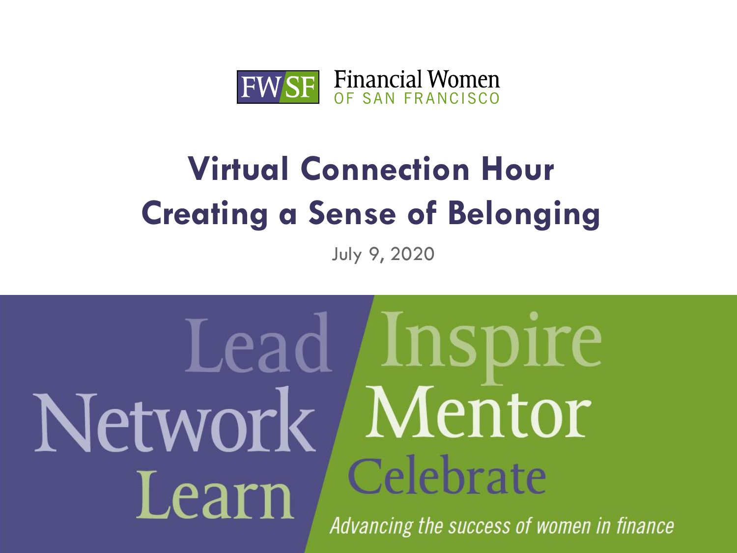FWSF Financial Women OF SAN FRANCISCO

# Virtual Connection Hour
# Creating a Sense of Belonging

July 9, 2020

Lead Inspire
Network Mentor
Learn Celebrate

*Advancing the success of women in finance*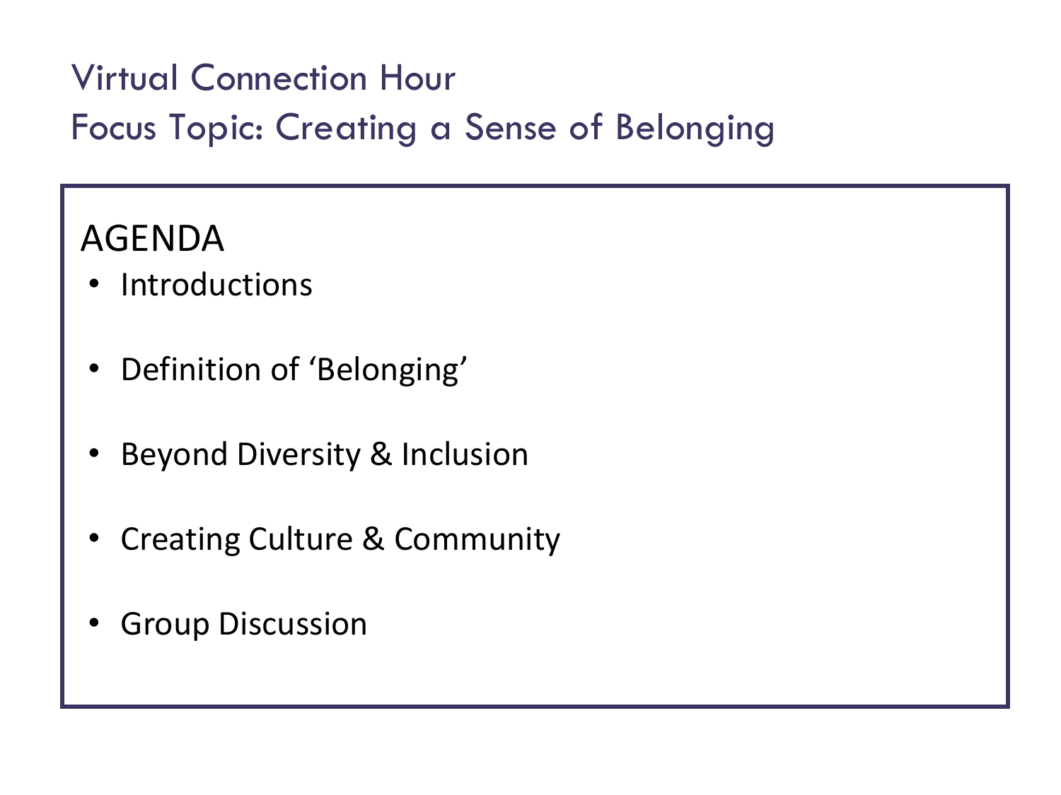# Virtual Connection Hour

## Focus Topic: Creating a Sense of Belonging

### AGENDA

- Introductions
- Definition of ‘Belonging’
- Beyond Diversity & Inclusion
- Creating Culture & Community
- Group Discussion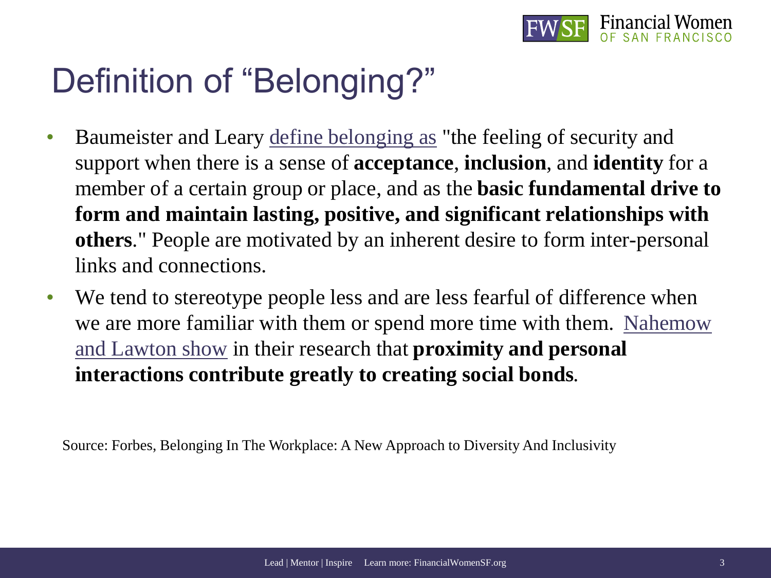# Definition of “Belonging?”

- Baumeister and Leary define belonging as "the feeling of security and support when there is a sense of **acceptance**, **inclusion**, and **identity** for a member of a certain group or place, and as the **basic fundamental drive to form and maintain lasting, positive, and significant relationships with others**." People are motivated by an inherent desire to form inter-personal links and connections.
- We tend to stereotype people less and are less fearful of difference when we are more familiar with them or spend more time with them. Nahemow and Lawton show in their research that **proximity and personal interactions contribute greatly to creating social bonds**.

Source: Forbes, Belonging In The Workplace: A New Approach to Diversity And Inclusivity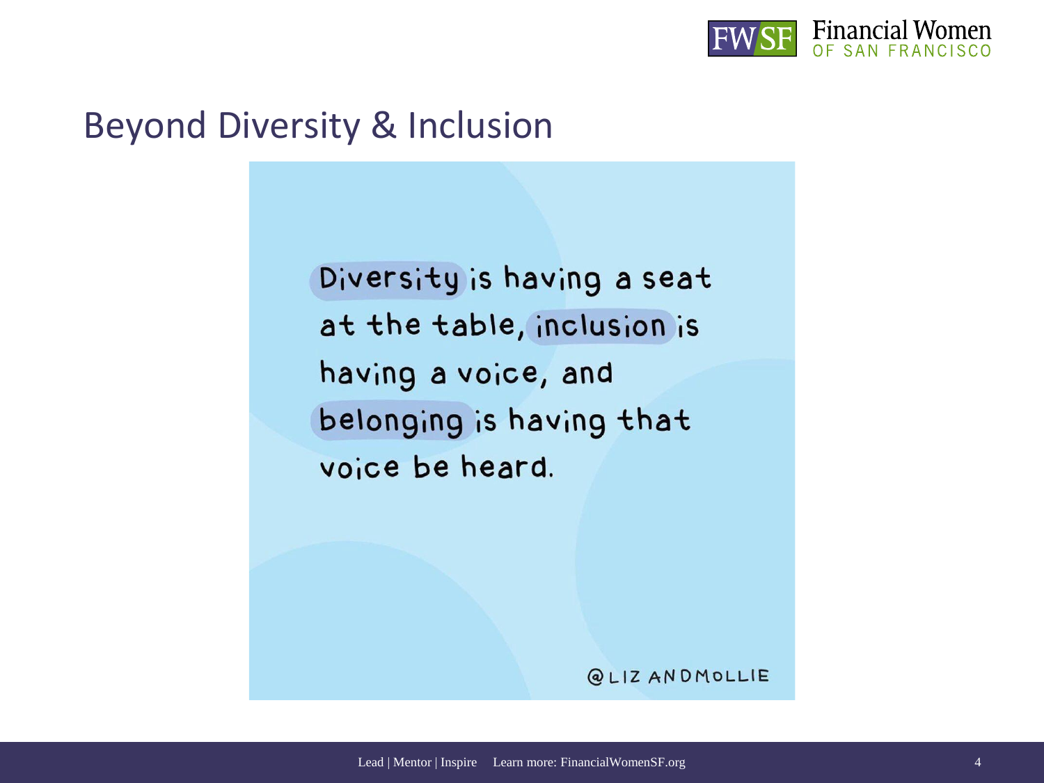# Beyond Diversity & Inclusion

Diversity is having a seat at the table, inclusion is having a voice, and belonging is having that voice be heard.

@LIZANDMOLLIE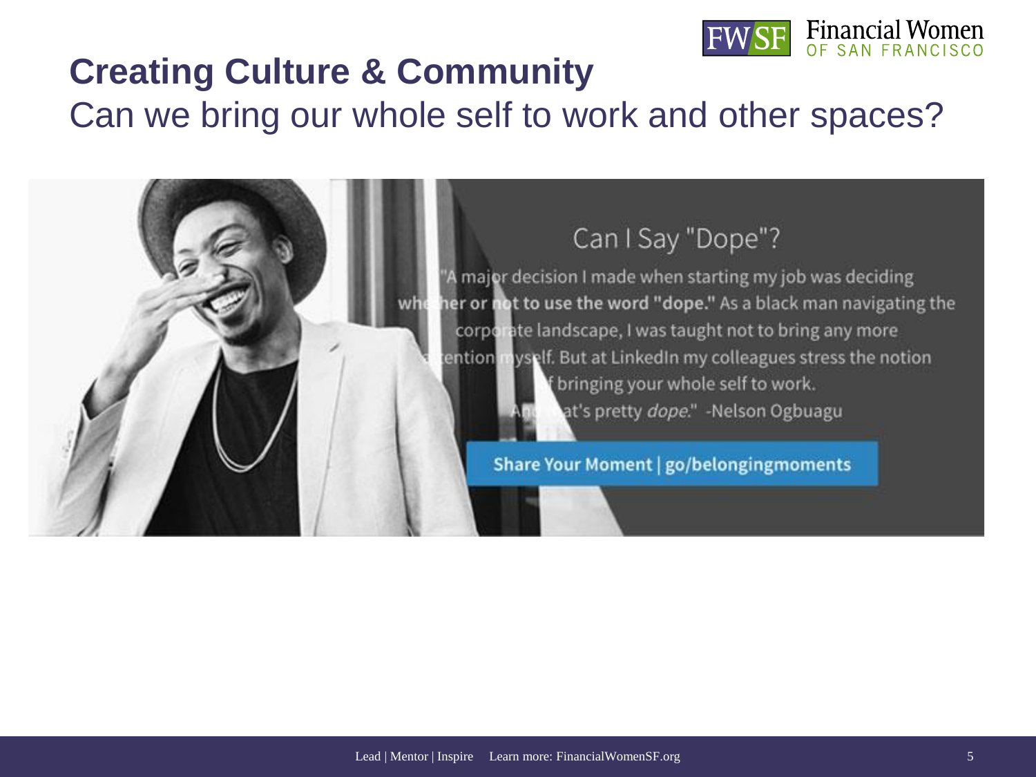# Creating Culture & Community

## Can we bring our whole self to work and other spaces?

### Can I Say "Dope"?

"A major decision I made when starting my job was deciding **whether or not to use the word "dope."** As a black man navigating the corporate landscape, I was taught not to bring any more attention myself. But at LinkedIn my colleagues stress the notion of bringing your whole self to work. And that's pretty *dope*." -Nelson Ogbuagu

Share Your Moment | go/belongingmoments

Lead | Mentor | Inspire    Learn more: FinancialWomenSF.org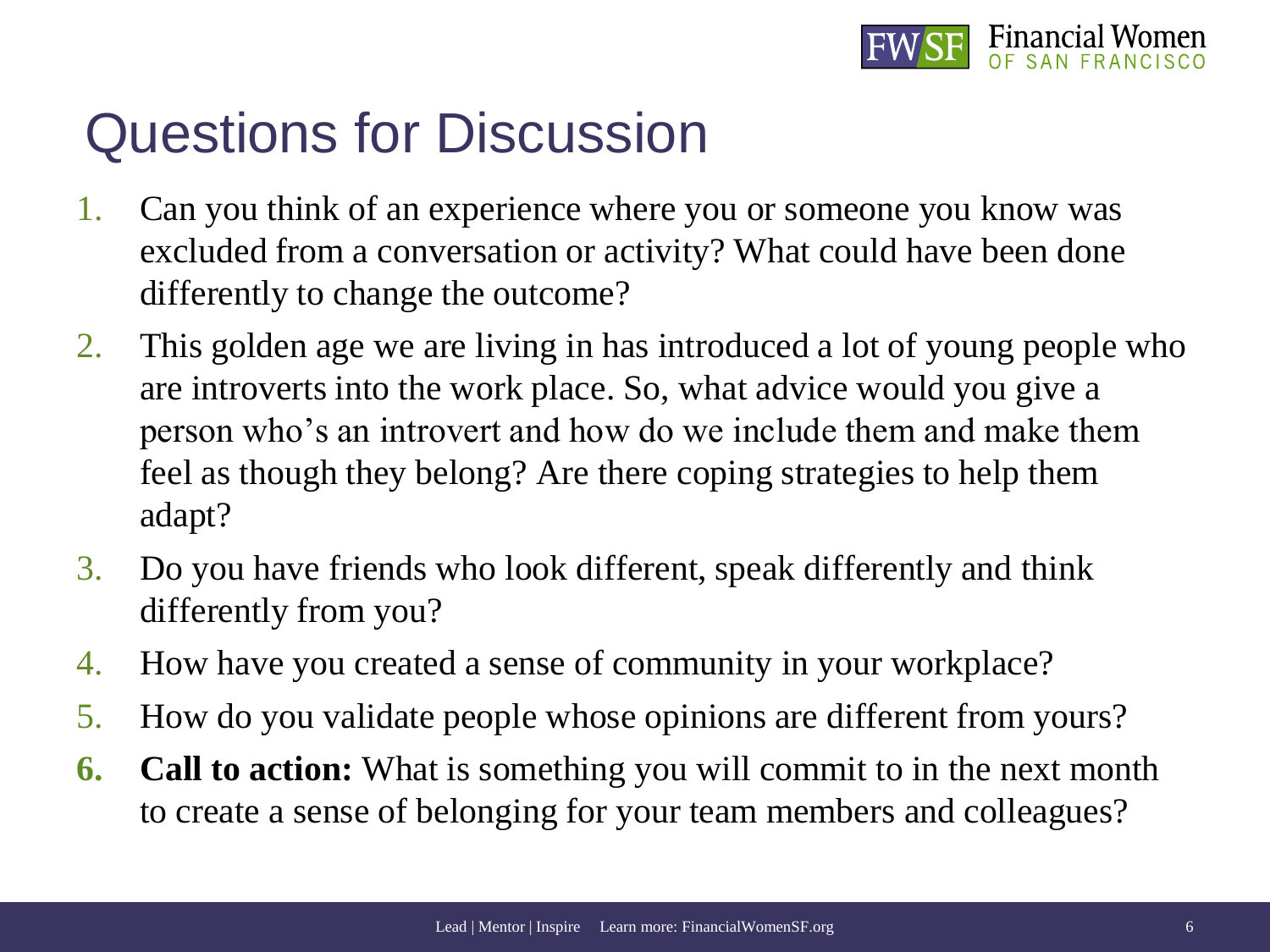# Questions for Discussion

1. Can you think of an experience where you or someone you know was excluded from a conversation or activity? What could have been done differently to change the outcome?
2. This golden age we are living in has introduced a lot of young people who are introverts into the work place. So, what advice would you give a person who's an introvert and how do we include them and make them feel as though they belong? Are there coping strategies to help them adapt?
3. Do you have friends who look different, speak differently and think differently from you?
4. How have you created a sense of community in your workplace?
5. How do you validate people whose opinions are different from yours?
6. **Call to action:** What is something you will commit to in the next month to create a sense of belonging for your team members and colleagues?